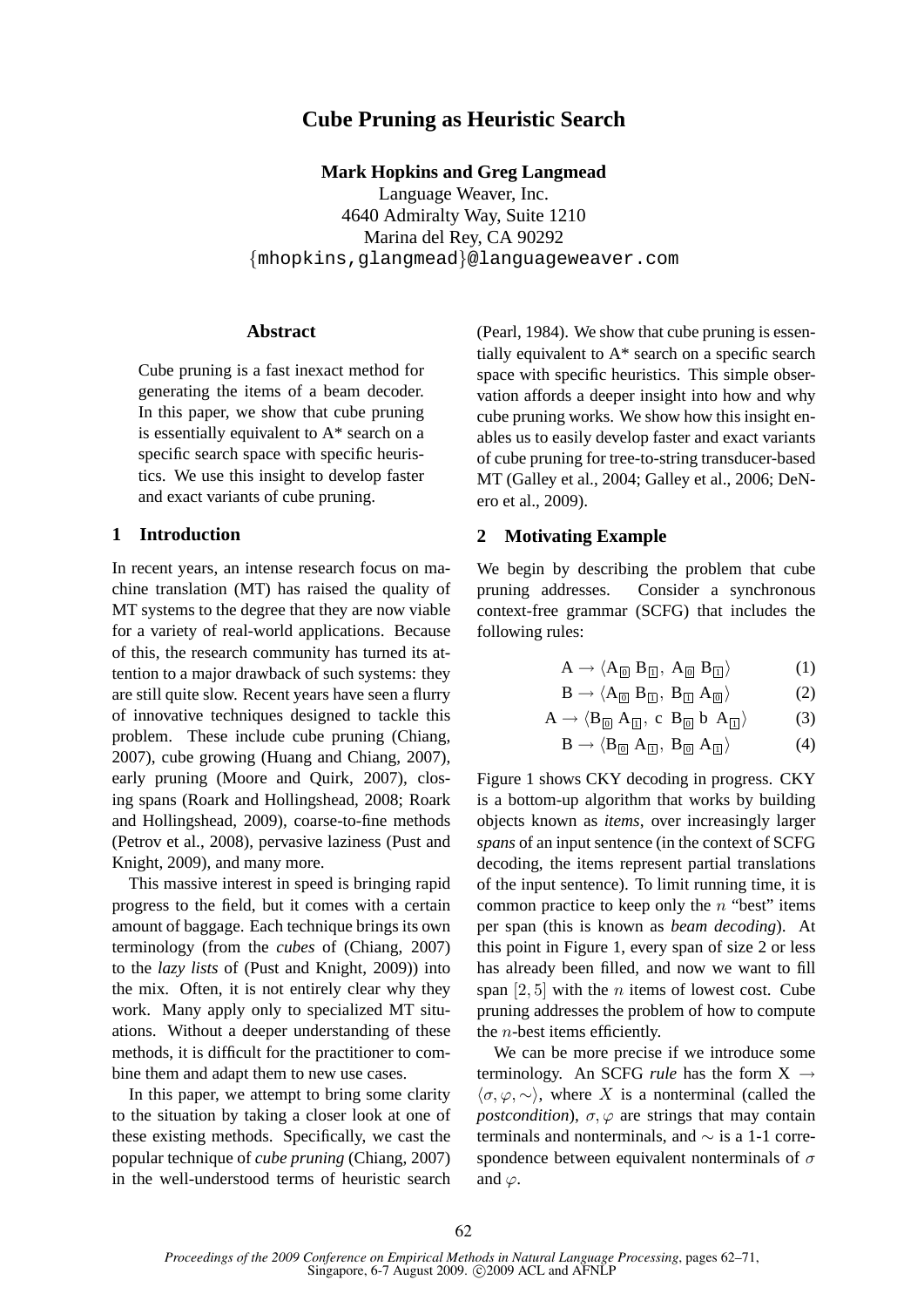# Cube Pruning as Heuristic Search

**Mark Hopkins and Greg Langmead**

Language Weaver, Inc.
4640 Admiralty Way, Suite 1210
Marina del Rey, CA 90292
{mhopkins,glangmead}@languageweaver.com

## Abstract

Cube pruning is a fast inexact method for generating the items of a beam decoder. In this paper, we show that cube pruning is essentially equivalent to A* search on a specific search space with specific heuristics. We use this insight to develop faster and exact variants of cube pruning.

## 1 Introduction

In recent years, an intense research focus on machine translation (MT) has raised the quality of MT systems to the degree that they are now viable for a variety of real-world applications. Because of this, the research community has turned its attention to a major drawback of such systems: they are still quite slow. Recent years have seen a flurry of innovative techniques designed to tackle this problem. These include cube pruning (Chiang, 2007), cube growing (Huang and Chiang, 2007), early pruning (Moore and Quirk, 2007), closing spans (Roark and Hollingshead, 2008; Roark and Hollingshead, 2009), coarse-to-fine methods (Petrov et al., 2008), pervasive laziness (Pust and Knight, 2009), and many more.

This massive interest in speed is bringing rapid progress to the field, but it comes with a certain amount of baggage. Each technique brings its own terminology (from the *cubes* of (Chiang, 2007) to the *lazy lists* of (Pust and Knight, 2009)) into the mix. Often, it is not entirely clear why they work. Many apply only to specialized MT situations. Without a deeper understanding of these methods, it is difficult for the practitioner to combine them and adapt them to new use cases.

In this paper, we attempt to bring some clarity to the situation by taking a closer look at one of these existing methods. Specifically, we cast the popular technique of *cube pruning* (Chiang, 2007) in the well-understood terms of heuristic search (Pearl, 1984). We show that cube pruning is essentially equivalent to A* search on a specific search space with specific heuristics. This simple observation affords a deeper insight into how and why cube pruning works. We show how this insight enables us to easily develop faster and exact variants of cube pruning for tree-to-string transducer-based MT (Galley et al., 2004; Galley et al., 2006; DeNero et al., 2009).

## 2 Motivating Example

We begin by describing the problem that cube pruning addresses. Consider a synchronous context-free grammar (SCFG) that includes the following rules:

$$\mathrm{A} \rightarrow \langle \mathrm{A}_{\boxed{0}}\ \mathrm{B}_{\boxed{1}},\ \mathrm{A}_{\boxed{0}}\ \mathrm{B}_{\boxed{1}} \rangle \tag{1}$$

$$\mathrm{B} \rightarrow \langle \mathrm{A}_{\boxed{0}}\ \mathrm{B}_{\boxed{1}},\ \mathrm{B}_{\boxed{1}}\ \mathrm{A}_{\boxed{0}} \rangle \tag{2}$$

$$\mathrm{A} \rightarrow \langle \mathrm{B}_{\boxed{0}}\ \mathrm{A}_{\boxed{1}},\ \mathrm{c}\ \ \mathrm{B}_{\boxed{0}}\ \mathrm{b}\ \ \mathrm{A}_{\boxed{1}} \rangle \tag{3}$$

$$\mathrm{B} \rightarrow \langle \mathrm{B}_{\boxed{0}}\ \mathrm{A}_{\boxed{1}},\ \mathrm{B}_{\boxed{0}}\ \mathrm{A}_{\boxed{1}} \rangle \tag{4}$$

Figure 1 shows CKY decoding in progress. CKY is a bottom-up algorithm that works by building objects known as *items*, over increasingly larger *spans* of an input sentence (in the context of SCFG decoding, the items represent partial translations of the input sentence). To limit running time, it is common practice to keep only the $n$ "best" items per span (this is known as *beam decoding*). At this point in Figure 1, every span of size 2 or less has already been filled, and now we want to fill span $[2, 5]$ with the $n$ items of lowest cost. Cube pruning addresses the problem of how to compute the $n$-best items efficiently.

We can be more precise if we introduce some terminology. An SCFG *rule* has the form $X \rightarrow \langle \sigma, \varphi, \sim \rangle$, where $X$ is a nonterminal (called the *postcondition*), $\sigma, \varphi$ are strings that may contain terminals and nonterminals, and $\sim$ is a 1-1 correspondence between equivalent nonterminals of $\sigma$ and $\varphi$.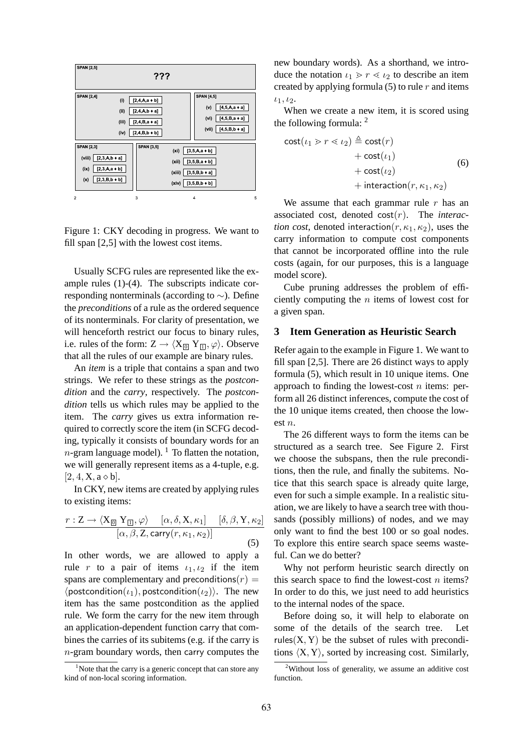| SPAN [2,5] | | | |
| --- | --- | --- | --- |
| ??? | | | |

| SPAN [2,4] | | SPAN [4,5] | |
| --- | --- | --- | --- |
| (i) | [2,4,A,a ⋄ b] | (v) | [4,5,A,a ⋄ a] |
| (ii) | [2,4,A,b ⋄ a] | (vi) | [4,5,B,a ⋄ a] |
| (iii) | [2,4,B,a ⋄ a] | (vii) | [4,5,B,b ⋄ a] |
| (iv) | [2,4,B,b ⋄ b] | | |

| SPAN [2,3] | | SPAN [3,5] | |
| --- | --- | --- | --- |
| (viii) | [2,3,A,b ⋄ a] | (xi) | [3,5,A,a ⋄ b] |
| (ix) | [2,3,A,a ⋄ b] | (xii) | [3,5,B,a ⋄ b] |
| (x) | [2,3,B,b ⋄ b] | (xiii) | [3,5,B,b ⋄ a] |
| | | (xiv) | [3,5,B,b ⋄ b] |

Figure 1: CKY decoding in progress. We want to fill span [2,5] with the lowest cost items.

Usually SCFG rules are represented like the example rules (1)-(4). The subscripts indicate corresponding nonterminals (according to $\sim$). Define the *preconditions* of a rule as the ordered sequence of its nonterminals. For clarity of presentation, we will henceforth restrict our focus to binary rules, i.e. rules of the form: $\mathrm{Z} \rightarrow \langle \mathrm{X}_{\boxed{0}}\ \mathrm{Y}_{\boxed{1}}, \varphi \rangle$. Observe that all the rules of our example are binary rules.

An *item* is a triple that contains a span and two strings. We refer to these strings as the *postcondition* and the *carry*, respectively. The *postcondition* tells us which rules may be applied to the item. The *carry* gives us extra information required to correctly score the item (in SCFG decoding, typically it consists of boundary words for an $n$-gram language model). [1] To flatten the notation, we will generally represent items as a 4-tuple, e.g. $[2, 4, \mathrm{X}, \mathrm{a} \diamond \mathrm{b}]$.

In CKY, new items are created by applying rules to existing items:

$$\frac{r : \mathrm{Z} \rightarrow \langle \mathrm{X}_{\boxed{0}}\ \mathrm{Y}_{\boxed{1}}, \varphi \rangle \quad [\alpha, \delta, \mathrm{X}, \kappa_1] \quad [\delta, \beta, \mathrm{Y}, \kappa_2]}{[\alpha, \beta, \mathrm{Z}, \mathsf{carry}(r, \kappa_1, \kappa_2)]} \tag{5}$$

In other words, we are allowed to apply a rule $r$ to a pair of items $\iota_1, \iota_2$ if the item spans are complementary and $\mathsf{preconditions}(r) = \langle \mathsf{postcondition}(\iota_1), \mathsf{postcondition}(\iota_2) \rangle$. The new item has the same postcondition as the applied rule. We form the carry for the new item through an application-dependent function carry that combines the carries of its subitems (e.g. if the carry is $n$-gram boundary words, then carry computes the new boundary words). As a shorthand, we introduce the notation $\iota_1 \gg r \ll \iota_2$ to describe an item created by applying formula (5) to rule $r$ and items $\iota_1, \iota_2$.

When we create a new item, it is scored using the following formula: [2]

$$\begin{aligned} \mathsf{cost}(\iota_1 \gg r \ll \iota_2) \triangleq\ & \mathsf{cost}(r) \\ & + \mathsf{cost}(\iota_1) \\ & + \mathsf{cost}(\iota_2) \\ & + \mathsf{interaction}(r, \kappa_1, \kappa_2) \end{aligned} \tag{6}$$

We assume that each grammar rule $r$ has an associated cost, denoted $\mathsf{cost}(r)$. The *interaction cost*, denoted $\mathsf{interaction}(r, \kappa_1, \kappa_2)$, uses the carry information to compute cost components that cannot be incorporated offline into the rule costs (again, for our purposes, this is a language model score).

Cube pruning addresses the problem of efficiently computing the $n$ items of lowest cost for a given span.

## 3 Item Generation as Heuristic Search

Refer again to the example in Figure 1. We want to fill span [2,5]. There are 26 distinct ways to apply formula (5), which result in 10 unique items. One approach to finding the lowest-cost $n$ items: perform all 26 distinct inferences, compute the cost of the 10 unique items created, then choose the lowest $n$.

The 26 different ways to form the items can be structured as a search tree. See Figure 2. First we choose the subspans, then the rule preconditions, then the rule, and finally the subitems. Notice that this search space is already quite large, even for such a simple example. In a realistic situation, we are likely to have a search tree with thousands (possibly millions) of nodes, and we may only want to find the best 100 or so goal nodes. To explore this entire search space seems wasteful. Can we do better?

Why not perform heuristic search directly on this search space to find the lowest-cost $n$ items? In order to do this, we just need to add heuristics to the internal nodes of the space.

Before doing so, it will help to elaborate on some of the details of the search tree. Let $\mathsf{rules}(\mathrm{X}, \mathrm{Y})$ be the subset of rules with preconditions $\langle \mathrm{X}, \mathrm{Y} \rangle$, sorted by increasing cost. Similarly,

[1] Note that the carry is a generic concept that can store any kind of non-local scoring information.

[2] Without loss of generality, we assume an additive cost function.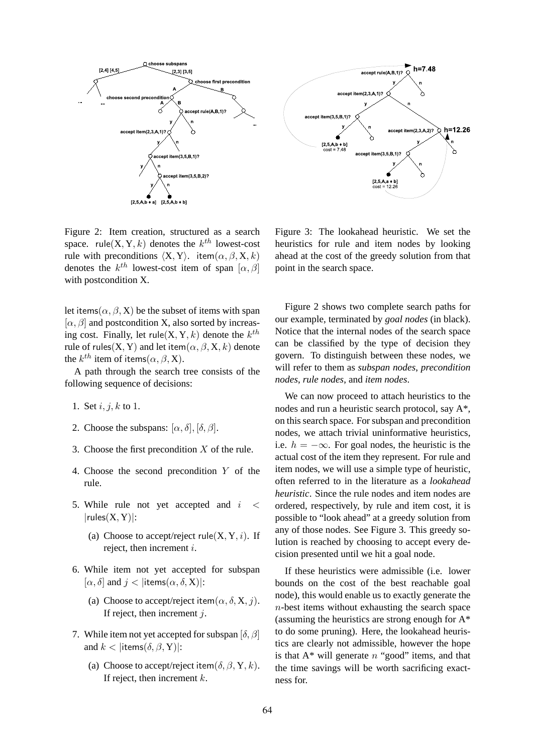Figure 2: Item creation, structured as a search space. $\text{rule}(X, Y, k)$ denotes the $k^{th}$ lowest-cost rule with preconditions $\langle X, Y \rangle$. $\text{item}(\alpha, \beta, X, k)$ denotes the $k^{th}$ lowest-cost item of span $[\alpha, \beta]$ with postcondition X.

Figure 3: The lookahead heuristic. We set the heuristics for rule and item nodes by looking ahead at the cost of the greedy solution from that point in the search space.

let $\text{items}(\alpha, \beta, X)$ be the subset of items with span $[\alpha, \beta]$ and postcondition X, also sorted by increasing cost. Finally, let $\text{rule}(X, Y, k)$ denote the $k^{th}$ rule of $\text{rules}(X, Y)$ and let $\text{item}(\alpha, \beta, X, k)$ denote the $k^{th}$ item of $\text{items}(\alpha, \beta, X)$.

A path through the search tree consists of the following sequence of decisions:

1. Set $i, j, k$ to 1.
2. Choose the subspans: $[\alpha, \delta], [\delta, \beta]$.
3. Choose the first precondition $X$ of the rule.
4. Choose the second precondition $Y$ of the rule.
5. While rule not yet accepted and $i < |\text{rules}(X, Y)|$:
   (a) Choose to accept/reject $\text{rule}(X, Y, i)$. If reject, then increment $i$.
6. While item not yet accepted for subspan $[\alpha, \delta]$ and $j < |\text{items}(\alpha, \delta, X)|$:
   (a) Choose to accept/reject $\text{item}(\alpha, \delta, X, j)$. If reject, then increment $j$.
7. While item not yet accepted for subspan $[\delta, \beta]$ and $k < |\text{items}(\delta, \beta, Y)|$:
   (a) Choose to accept/reject $\text{item}(\delta, \beta, Y, k)$. If reject, then increment $k$.

Figure 2 shows two complete search paths for our example, terminated by *goal nodes* (in black). Notice that the internal nodes of the search space can be classified by the type of decision they govern. To distinguish between these nodes, we will refer to them as *subspan nodes*, *precondition nodes*, *rule nodes*, and *item nodes*.

We can now proceed to attach heuristics to the nodes and run a heuristic search protocol, say A*, on this search space. For subspan and precondition nodes, we attach trivial uninformative heuristics, i.e. $h = -\infty$. For goal nodes, the heuristic is the actual cost of the item they represent. For rule and item nodes, we will use a simple type of heuristic, often referred to in the literature as a *lookahead heuristic*. Since the rule nodes and item nodes are ordered, respectively, by rule and item cost, it is possible to "look ahead" at a greedy solution from any of those nodes. See Figure 3. This greedy solution is reached by choosing to accept every decision presented until we hit a goal node.

If these heuristics were admissible (i.e. lower bounds on the cost of the best reachable goal node), this would enable us to exactly generate the $n$-best items without exhausting the search space (assuming the heuristics are strong enough for A* to do some pruning). Here, the lookahead heuristics are clearly not admissible, however the hope is that A* will generate $n$ "good" items, and that the time savings will be worth sacrificing exactness for.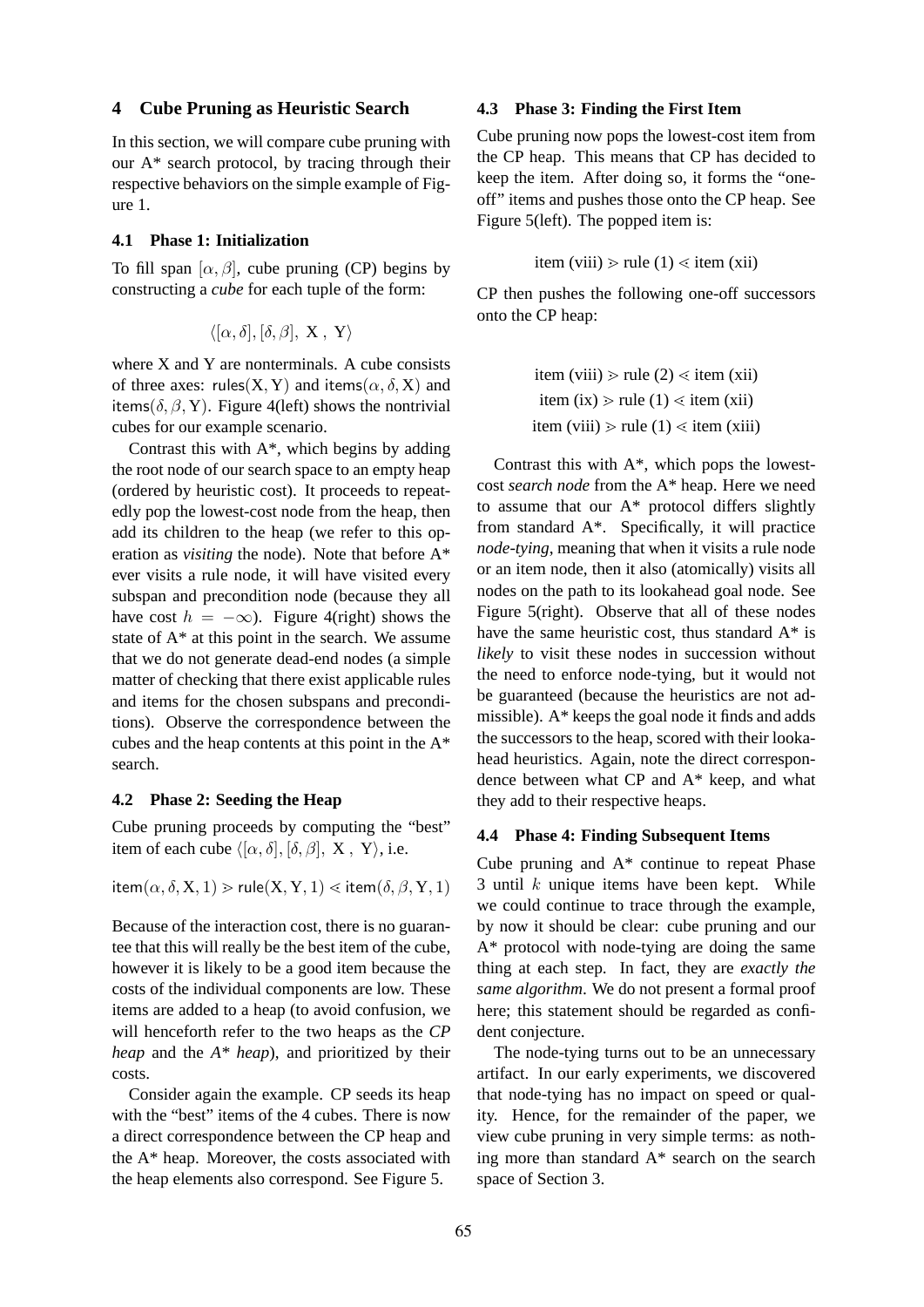## 4 Cube Pruning as Heuristic Search

In this section, we will compare cube pruning with our A* search protocol, by tracing through their respective behaviors on the simple example of Figure 1.

### 4.1 Phase 1: Initialization

To fill span $[\alpha, \beta]$, cube pruning (CP) begins by constructing a *cube* for each tuple of the form:

$$\langle [\alpha, \delta], [\delta, \beta], \text{ X }, \text{ Y} \rangle$$

where X and Y are nonterminals. A cube consists of three axes: $\mathsf{rules}(\mathrm{X}, \mathrm{Y})$ and $\mathsf{items}(\alpha, \delta, \mathrm{X})$ and $\mathsf{items}(\delta, \beta, \mathrm{Y})$. Figure 4(left) shows the nontrivial cubes for our example scenario.

Contrast this with A*, which begins by adding the root node of our search space to an empty heap (ordered by heuristic cost). It proceeds to repeatedly pop the lowest-cost node from the heap, then add its children to the heap (we refer to this operation as *visiting* the node). Note that before A* ever visits a rule node, it will have visited every subspan and precondition node (because they all have cost $h = -\infty$). Figure 4(right) shows the state of A* at this point in the search. We assume that we do not generate dead-end nodes (a simple matter of checking that there exist applicable rules and items for the chosen subspans and preconditions). Observe the correspondence between the cubes and the heap contents at this point in the A* search.

### 4.2 Phase 2: Seeding the Heap

Cube pruning proceeds by computing the "best" item of each cube $\langle [\alpha, \delta], [\delta, \beta], \text{ X }, \text{ Y} \rangle$, i.e.

$$\mathsf{item}(\alpha, \delta, \mathrm{X}, 1) \gtrdot \mathsf{rule}(\mathrm{X}, \mathrm{Y}, 1) \lessdot \mathsf{item}(\delta, \beta, \mathrm{Y}, 1)$$

Because of the interaction cost, there is no guarantee that this will really be the best item of the cube, however it is likely to be a good item because the costs of the individual components are low. These items are added to a heap (to avoid confusion, we will henceforth refer to the two heaps as the *CP heap* and the *A* heap*), and prioritized by their costs.

Consider again the example. CP seeds its heap with the "best" items of the 4 cubes. There is now a direct correspondence between the CP heap and the A* heap. Moreover, the costs associated with the heap elements also correspond. See Figure 5.

### 4.3 Phase 3: Finding the First Item

Cube pruning now pops the lowest-cost item from the CP heap. This means that CP has decided to keep the item. After doing so, it forms the "one-off" items and pushes those onto the CP heap. See Figure 5(left). The popped item is:

$$\text{item (viii)} \gtrdot \text{rule (1)} \lessdot \text{item (xii)}$$

CP then pushes the following one-off successors onto the CP heap:

$$\text{item (viii)} \gtrdot \text{rule (2)} \lessdot \text{item (xii)}$$
$$\text{item (ix)} \gtrdot \text{rule (1)} \lessdot \text{item (xii)}$$
$$\text{item (viii)} \gtrdot \text{rule (1)} \lessdot \text{item (xiii)}$$

Contrast this with A*, which pops the lowest-cost *search node* from the A* heap. Here we need to assume that our A* protocol differs slightly from standard A*. Specifically, it will practice *node-tying*, meaning that when it visits a rule node or an item node, then it also (atomically) visits all nodes on the path to its lookahead goal node. See Figure 5(right). Observe that all of these nodes have the same heuristic cost, thus standard A* is *likely* to visit these nodes in succession without the need to enforce node-tying, but it would not be guaranteed (because the heuristics are not admissible). A* keeps the goal node it finds and adds the successors to the heap, scored with their lookahead heuristics. Again, note the direct correspondence between what CP and A* keep, and what they add to their respective heaps.

### 4.4 Phase 4: Finding Subsequent Items

Cube pruning and A* continue to repeat Phase 3 until $k$ unique items have been kept. While we could continue to trace through the example, by now it should be clear: cube pruning and our A* protocol with node-tying are doing the same thing at each step. In fact, they are *exactly the same algorithm*. We do not present a formal proof here; this statement should be regarded as confident conjecture.

The node-tying turns out to be an unnecessary artifact. In our early experiments, we discovered that node-tying has no impact on speed or quality. Hence, for the remainder of the paper, we view cube pruning in very simple terms: as nothing more than standard A* search on the search space of Section 3.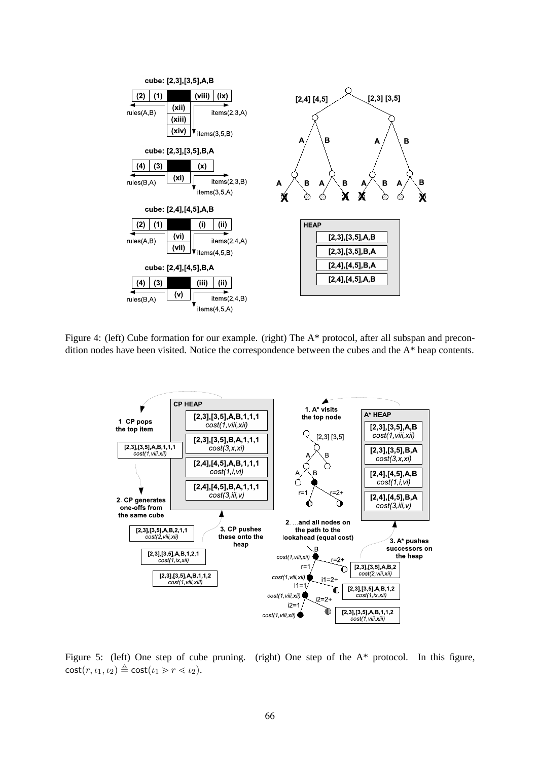Figure 4: (left) Cube formation for our example. (right) The A* protocol, after all subspan and precondition nodes have been visited. Notice the correspondence between the cubes and the A* heap contents.

Figure 5: (left) One step of cube pruning. (right) One step of the A* protocol. In this figure, $\mathsf{cost}(r, \iota_1, \iota_2) \triangleq \mathsf{cost}(\iota_1 \gtrdot r \lessdot \iota_2)$.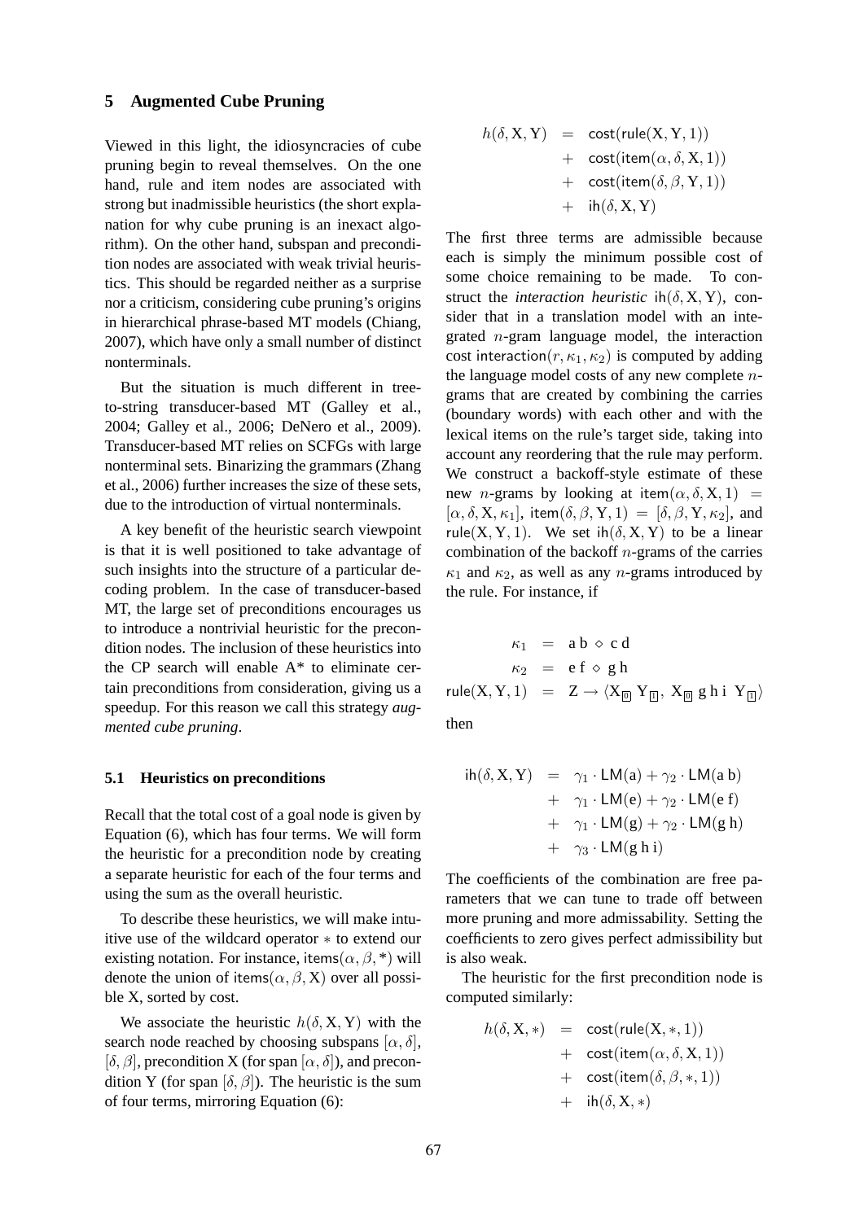## 5 Augmented Cube Pruning

Viewed in this light, the idiosyncracies of cube pruning begin to reveal themselves. On the one hand, rule and item nodes are associated with strong but inadmissible heuristics (the short explanation for why cube pruning is an inexact algorithm). On the other hand, subspan and precondition nodes are associated with weak trivial heuristics. This should be regarded neither as a surprise nor a criticism, considering cube pruning's origins in hierarchical phrase-based MT models (Chiang, 2007), which have only a small number of distinct nonterminals.

But the situation is much different in tree-to-string transducer-based MT (Galley et al., 2004; Galley et al., 2006; DeNero et al., 2009). Transducer-based MT relies on SCFGs with large nonterminal sets. Binarizing the grammars (Zhang et al., 2006) further increases the size of these sets, due to the introduction of virtual nonterminals.

A key benefit of the heuristic search viewpoint is that it is well positioned to take advantage of such insights into the structure of a particular decoding problem. In the case of transducer-based MT, the large set of preconditions encourages us to introduce a nontrivial heuristic for the precondition nodes. The inclusion of these heuristics into the CP search will enable A* to eliminate certain preconditions from consideration, giving us a speedup. For this reason we call this strategy *augmented cube pruning*.

### 5.1 Heuristics on preconditions

Recall that the total cost of a goal node is given by Equation (6), which has four terms. We will form the heuristic for a precondition node by creating a separate heuristic for each of the four terms and using the sum as the overall heuristic.

To describe these heuristics, we will make intuitive use of the wildcard operator $*$ to extend our existing notation. For instance, $\mathsf{items}(\alpha, \beta, *)$ will denote the union of $\mathsf{items}(\alpha, \beta, \mathrm{X})$ over all possible X, sorted by cost.

We associate the heuristic $h(\delta, \mathrm{X}, \mathrm{Y})$ with the search node reached by choosing subspans $[\alpha, \delta]$, $[\delta, \beta]$, precondition X (for span $[\alpha, \delta]$), and precondition Y (for span $[\delta, \beta]$). The heuristic is the sum of four terms, mirroring Equation (6):

$$
\begin{aligned}
h(\delta, \mathrm{X}, \mathrm{Y}) &= \mathsf{cost}(\mathsf{rule}(\mathrm{X}, \mathrm{Y}, 1)) \\
&+ \mathsf{cost}(\mathsf{item}(\alpha, \delta, \mathrm{X}, 1)) \\
&+ \mathsf{cost}(\mathsf{item}(\delta, \beta, \mathrm{Y}, 1)) \\
&+ \mathsf{ih}(\delta, \mathrm{X}, \mathrm{Y})
\end{aligned}
$$

The first three terms are admissible because each is simply the minimum possible cost of some choice remaining to be made. To construct the *interaction heuristic* $\mathsf{ih}(\delta, \mathrm{X}, \mathrm{Y})$, consider that in a translation model with an integrated $n$-gram language model, the interaction cost $\mathsf{interaction}(r, \kappa_1, \kappa_2)$ is computed by adding the language model costs of any new complete $n$-grams that are created by combining the carries (boundary words) with each other and with the lexical items on the rule's target side, taking into account any reordering that the rule may perform. We construct a backoff-style estimate of these new $n$-grams by looking at $\mathsf{item}(\alpha, \delta, \mathrm{X}, 1) = [\alpha, \delta, \mathrm{X}, \kappa_1]$, $\mathsf{item}(\delta, \beta, \mathrm{Y}, 1) = [\delta, \beta, \mathrm{Y}, \kappa_2]$, and $\mathsf{rule}(\mathrm{X}, \mathrm{Y}, 1)$. We set $\mathsf{ih}(\delta, \mathrm{X}, \mathrm{Y})$ to be a linear combination of the backoff $n$-grams of the carries $\kappa_1$ and $\kappa_2$, as well as any $n$-grams introduced by the rule. For instance, if

$$
\begin{aligned}
\kappa_1 &= \mathrm{a\ b} \diamond \mathrm{c\ d} \\
\kappa_2 &= \mathrm{e\ f} \diamond \mathrm{g\ h} \\
\mathsf{rule}(\mathrm{X}, \mathrm{Y}, 1) &= \mathrm{Z} \rightarrow \langle \mathrm{X}_{\boxed{0}}\ \mathrm{Y}_{\boxed{1}},\ \mathrm{X}_{\boxed{0}}\ \mathrm{g\ h\ i}\ \mathrm{Y}_{\boxed{1}} \rangle
\end{aligned}
$$

then

$$
\begin{aligned}
\mathsf{ih}(\delta, \mathrm{X}, \mathrm{Y}) &= \gamma_1 \cdot \mathsf{LM}(\mathrm{a}) + \gamma_2 \cdot \mathsf{LM}(\mathrm{a\ b}) \\
&+ \gamma_1 \cdot \mathsf{LM}(\mathrm{e}) + \gamma_2 \cdot \mathsf{LM}(\mathrm{e\ f}) \\
&+ \gamma_1 \cdot \mathsf{LM}(\mathrm{g}) + \gamma_2 \cdot \mathsf{LM}(\mathrm{g\ h}) \\
&+ \gamma_3 \cdot \mathsf{LM}(\mathrm{g\ h\ i})
\end{aligned}
$$

The coefficients of the combination are free parameters that we can tune to trade off between more pruning and more admissability. Setting the coefficients to zero gives perfect admissibility but is also weak.

The heuristic for the first precondition node is computed similarly:

$$
\begin{aligned}
h(\delta, \mathrm{X}, *) &= \mathsf{cost}(\mathsf{rule}(\mathrm{X}, *, 1)) \\
&+ \mathsf{cost}(\mathsf{item}(\alpha, \delta, \mathrm{X}, 1)) \\
&+ \mathsf{cost}(\mathsf{item}(\delta, \beta, *, 1)) \\
&+ \mathsf{ih}(\delta, \mathrm{X}, *)
\end{aligned}
$$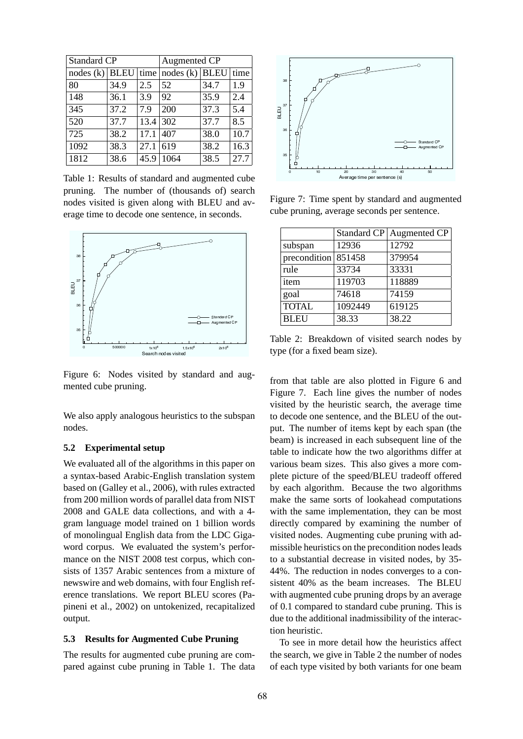| Standard CP | | | Augmented CP | | |
|---|---|---|---|---|---|
| nodes (k) | BLEU | time | nodes (k) | BLEU | time |
| 80 | 34.9 | 2.5 | 52 | 34.7 | 1.9 |
| 148 | 36.1 | 3.9 | 92 | 35.9 | 2.4 |
| 345 | 37.2 | 7.9 | 200 | 37.3 | 5.4 |
| 520 | 37.7 | 13.4 | 302 | 37.7 | 8.5 |
| 725 | 38.2 | 17.1 | 407 | 38.0 | 10.7 |
| 1092 | 38.3 | 27.1 | 619 | 38.2 | 16.3 |
| 1812 | 38.6 | 45.9 | 1064 | 38.5 | 27.7 |

Table 1: Results of standard and augmented cube pruning. The number of (thousands of) search nodes visited is given along with BLEU and average time to decode one sentence, in seconds.

Figure 6: Nodes visited by standard and augmented cube pruning.

We also apply analogous heuristics to the subspan nodes.

### 5.2 Experimental setup

We evaluated all of the algorithms in this paper on a syntax-based Arabic-English translation system based on (Galley et al., 2006), with rules extracted from 200 million words of parallel data from NIST 2008 and GALE data collections, and with a 4-gram language model trained on 1 billion words of monolingual English data from the LDC Gigaword corpus. We evaluated the system's performance on the NIST 2008 test corpus, which consists of 1357 Arabic sentences from a mixture of newswire and web domains, with four English reference translations. We report BLEU scores (Papineni et al., 2002) on untokenized, recapitalized output.

### 5.3 Results for Augmented Cube Pruning

The results for augmented cube pruning are compared against cube pruning in Table 1. The data from that table are also plotted in Figure 6 and Figure 7. Each line gives the number of nodes visited by the heuristic search, the average time to decode one sentence, and the BLEU of the output. The number of items kept by each span (the beam) is increased in each subsequent line of the table to indicate how the two algorithms differ at various beam sizes. This also gives a more complete picture of the speed/BLEU tradeoff offered by each algorithm. Because the two algorithms make the same sorts of lookahead computations with the same implementation, they can be most directly compared by examining the number of visited nodes. Augmenting cube pruning with admissible heuristics on the precondition nodes leads to a substantial decrease in visited nodes, by 35-44%. The reduction in nodes converges to a consistent 40% as the beam increases. The BLEU with augmented cube pruning drops by an average of 0.1 compared to standard cube pruning. This is due to the additional inadmissibility of the interaction heuristic.

To see in more detail how the heuristics affect the search, we give in Table 2 the number of nodes of each type visited by both variants for one beam

Figure 7: Time spent by standard and augmented cube pruning, average seconds per sentence.

| | Standard CP | Augmented CP |
|---|---|---|
| subspan | 12936 | 12792 |
| precondition | 851458 | 379954 |
| rule | 33734 | 33331 |
| item | 119703 | 118889 |
| goal | 74618 | 74159 |
| TOTAL | 1092449 | 619125 |
| BLEU | 38.33 | 38.22 |

Table 2: Breakdown of visited search nodes by type (for a fixed beam size).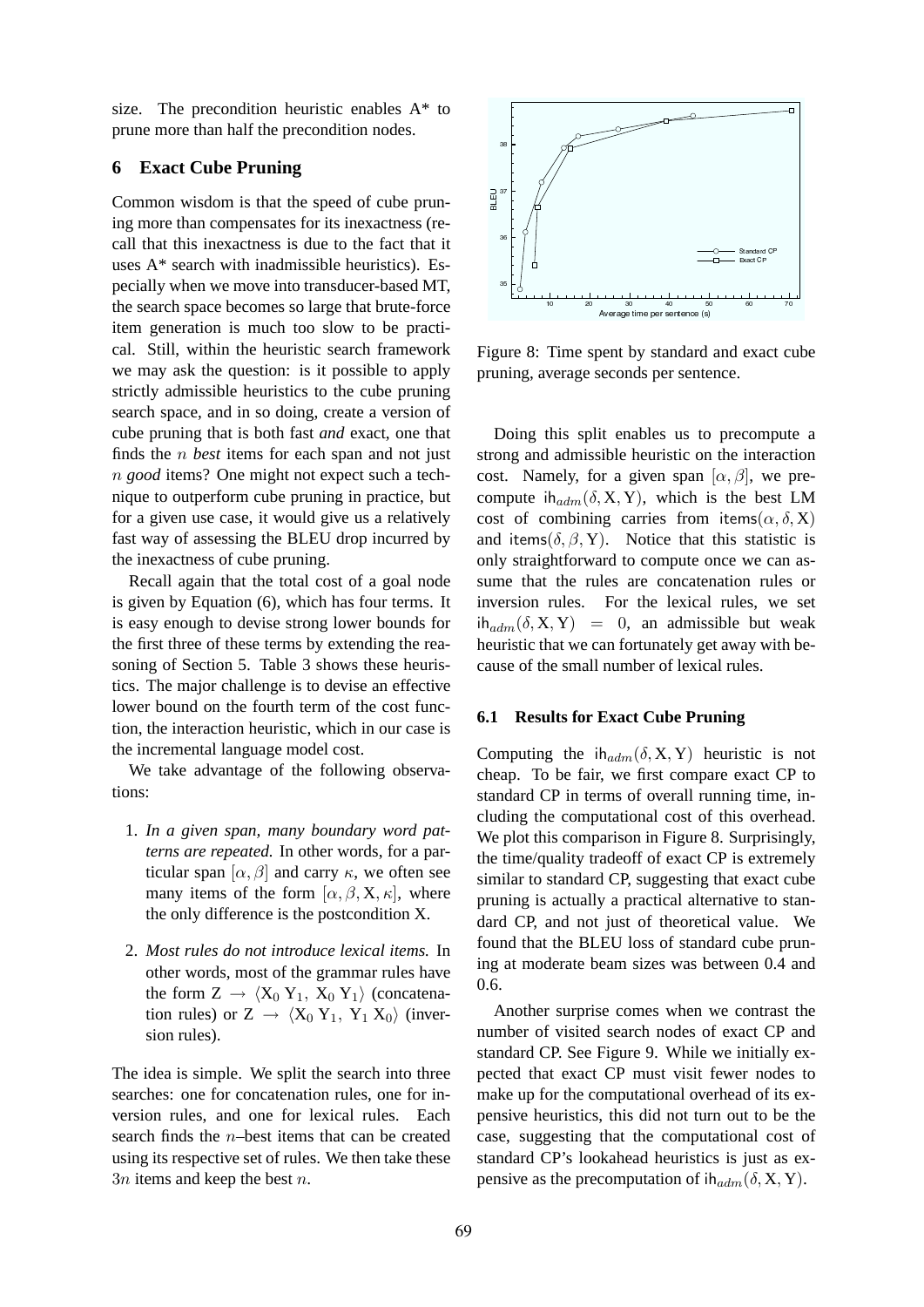size. The precondition heuristic enables A* to prune more than half the precondition nodes.

## 6 Exact Cube Pruning

Common wisdom is that the speed of cube pruning more than compensates for its inexactness (recall that this inexactness is due to the fact that it uses A* search with inadmissible heuristics). Especially when we move into transducer-based MT, the search space becomes so large that brute-force item generation is much too slow to be practical. Still, within the heuristic search framework we may ask the question: is it possible to apply strictly admissible heuristics to the cube pruning search space, and in so doing, create a version of cube pruning that is both fast *and* exact, one that finds the $n$ *best* items for each span and not just $n$ *good* items? One might not expect such a technique to outperform cube pruning in practice, but for a given use case, it would give us a relatively fast way of assessing the BLEU drop incurred by the inexactness of cube pruning.

Recall again that the total cost of a goal node is given by Equation (6), which has four terms. It is easy enough to devise strong lower bounds for the first three of these terms by extending the reasoning of Section 5. Table 3 shows these heuristics. The major challenge is to devise an effective lower bound on the fourth term of the cost function, the interaction heuristic, which in our case is the incremental language model cost.

We take advantage of the following observations:

1. *In a given span, many boundary word patterns are repeated.* In other words, for a particular span $[\alpha, \beta]$ and carry $\kappa$, we often see many items of the form $[\alpha, \beta, \mathrm{X}, \kappa]$, where the only difference is the postcondition X.

2. *Most rules do not introduce lexical items.* In other words, most of the grammar rules have the form $\mathrm{Z} \rightarrow \langle \mathrm{X}_0\ \mathrm{Y}_1,\ \mathrm{X}_0\ \mathrm{Y}_1 \rangle$ (concatenation rules) or $\mathrm{Z} \rightarrow \langle \mathrm{X}_0\ \mathrm{Y}_1,\ \mathrm{Y}_1\ \mathrm{X}_0 \rangle$ (inversion rules).

The idea is simple. We split the search into three searches: one for concatenation rules, one for inversion rules, and one for lexical rules. Each search finds the $n$–best items that can be created using its respective set of rules. We then take these $3n$ items and keep the best $n$.

Figure 8: Time spent by standard and exact cube pruning, average seconds per sentence.

Doing this split enables us to precompute a strong and admissible heuristic on the interaction cost. Namely, for a given span $[\alpha, \beta]$, we precompute $\mathsf{ih}_{adm}(\delta, \mathrm{X}, \mathrm{Y})$, which is the best LM cost of combining carries from $\mathsf{items}(\alpha, \delta, \mathrm{X})$ and $\mathsf{items}(\delta, \beta, \mathrm{Y})$. Notice that this statistic is only straightforward to compute once we can assume that the rules are concatenation rules or inversion rules. For the lexical rules, we set $\mathsf{ih}_{adm}(\delta, \mathrm{X}, \mathrm{Y}) = 0$, an admissible but weak heuristic that we can fortunately get away with because of the small number of lexical rules.

### 6.1 Results for Exact Cube Pruning

Computing the $\mathsf{ih}_{adm}(\delta, \mathrm{X}, \mathrm{Y})$ heuristic is not cheap. To be fair, we first compare exact CP to standard CP in terms of overall running time, including the computational cost of this overhead. We plot this comparison in Figure 8. Surprisingly, the time/quality tradeoff of exact CP is extremely similar to standard CP, suggesting that exact cube pruning is actually a practical alternative to standard CP, and not just of theoretical value. We found that the BLEU loss of standard cube pruning at moderate beam sizes was between 0.4 and 0.6.

Another surprise comes when we contrast the number of visited search nodes of exact CP and standard CP. See Figure 9. While we initially expected that exact CP must visit fewer nodes to make up for the computational overhead of its expensive heuristics, this did not turn out to be the case, suggesting that the computational cost of standard CP's lookahead heuristics is just as expensive as the precomputation of $\mathsf{ih}_{adm}(\delta, \mathrm{X}, \mathrm{Y})$.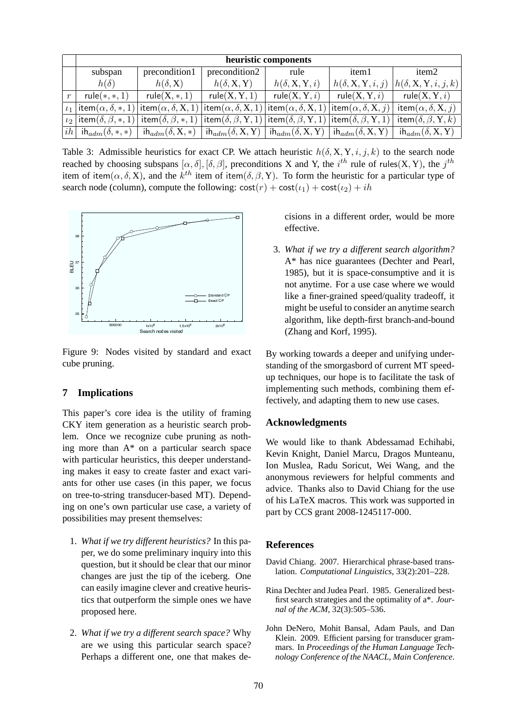|  | heuristic components | | | | | |
|---|---|---|---|---|---|---|
|  | subspan | precondition1 | precondition2 | rule | item1 | item2 |
|  | $h(\delta)$ | $h(\delta, \mathrm{X})$ | $h(\delta, \mathrm{X}, \mathrm{Y})$ | $h(\delta, \mathrm{X}, \mathrm{Y}, i)$ | $h(\delta, \mathrm{X}, \mathrm{Y}, i, j)$ | $h(\delta, \mathrm{X}, \mathrm{Y}, i, j, k)$ |
| $r$ | $\mathsf{rule}(*, *, 1)$ | $\mathsf{rule}(\mathrm{X}, *, 1)$ | $\mathsf{rule}(\mathrm{X}, \mathrm{Y}, 1)$ | $\mathsf{rule}(\mathrm{X}, \mathrm{Y}, i)$ | $\mathsf{rule}(\mathrm{X}, \mathrm{Y}, i)$ | $\mathsf{rule}(\mathrm{X}, \mathrm{Y}, i)$ |
| $\iota_1$ | $\mathsf{item}(\alpha, \delta, *, 1)$ | $\mathsf{item}(\alpha, \delta, \mathrm{X}, 1)$ | $\mathsf{item}(\alpha, \delta, \mathrm{X}, 1)$ | $\mathsf{item}(\alpha, \delta, \mathrm{X}, 1)$ | $\mathsf{item}(\alpha, \delta, \mathrm{X}, j)$ | $\mathsf{item}(\alpha, \delta, \mathrm{X}, j)$ |
| $\iota_2$ | $\mathsf{item}(\delta, \beta, *, 1)$ | $\mathsf{item}(\delta, \beta, *, 1)$ | $\mathsf{item}(\delta, \beta, \mathrm{Y}, 1)$ | $\mathsf{item}(\delta, \beta, \mathrm{Y}, 1)$ | $\mathsf{item}(\delta, \beta, \mathrm{Y}, 1)$ | $\mathsf{item}(\delta, \beta, \mathrm{Y}, k)$ |
| $ih$ | $\mathsf{ih}_{adm}(\delta, *, *)$ | $\mathsf{ih}_{adm}(\delta, \mathrm{X}, *)$ | $\mathsf{ih}_{adm}(\delta, \mathrm{X}, \mathrm{Y})$ | $\mathsf{ih}_{adm}(\delta, \mathrm{X}, \mathrm{Y})$ | $\mathsf{ih}_{adm}(\delta, \mathrm{X}, \mathrm{Y})$ | $\mathsf{ih}_{adm}(\delta, \mathrm{X}, \mathrm{Y})$ |

Table 3: Admissible heuristics for exact CP. We attach heuristic $h(\delta, \mathrm{X}, \mathrm{Y}, i, j, k)$ to the search node reached by choosing subspans $[\alpha, \delta], [\delta, \beta]$, preconditions X and Y, the $i^{th}$ rule of $\mathsf{rules}(\mathrm{X}, \mathrm{Y})$, the $j^{th}$ item of $\mathsf{item}(\alpha, \delta, \mathrm{X})$, and the $k^{th}$ item of $\mathsf{item}(\delta, \beta, \mathrm{Y})$. To form the heuristic for a particular type of search node (column), compute the following: $\mathsf{cost}(r) + \mathsf{cost}(\iota_1) + \mathsf{cost}(\iota_2) + ih$

Figure 9: Nodes visited by standard and exact cube pruning.

## 7 Implications

This paper's core idea is the utility of framing CKY item generation as a heuristic search problem. Once we recognize cube pruning as nothing more than A* on a particular search space with particular heuristics, this deeper understanding makes it easy to create faster and exact variants for other use cases (in this paper, we focus on tree-to-string transducer-based MT). Depending on one's own particular use case, a variety of possibilities may present themselves:

1. *What if we try different heuristics?* In this paper, we do some preliminary inquiry into this question, but it should be clear that our minor changes are just the tip of the iceberg. One can easily imagine clever and creative heuristics that outperform the simple ones we have proposed here.

2. *What if we try a different search space?* Why are we using this particular search space? Perhaps a different one, one that makes decisions in a different order, would be more effective.

3. *What if we try a different search algorithm?* A* has nice guarantees (Dechter and Pearl, 1985), but it is space-consumptive and it is not anytime. For a use case where we would like a finer-grained speed/quality tradeoff, it might be useful to consider an anytime search algorithm, like depth-first branch-and-bound (Zhang and Korf, 1995).

By working towards a deeper and unifying understanding of the smorgasbord of current MT speed-up techniques, our hope is to facilitate the task of implementing such methods, combining them effectively, and adapting them to new use cases.

## Acknowledgments

We would like to thank Abdessamad Echihabi, Kevin Knight, Daniel Marcu, Dragos Munteanu, Ion Muslea, Radu Soricut, Wei Wang, and the anonymous reviewers for helpful comments and advice. Thanks also to David Chiang for the use of his LaTeX macros. This work was supported in part by CCS grant 2008-1245117-000.

## References

David Chiang. 2007. Hierarchical phrase-based translation. *Computational Linguistics*, 33(2):201–228.

Rina Dechter and Judea Pearl. 1985. Generalized best-first search strategies and the optimality of a*. *Journal of the ACM*, 32(3):505–536.

John DeNero, Mohit Bansal, Adam Pauls, and Dan Klein. 2009. Efficient parsing for transducer grammars. In *Proceedings of the Human Language Technology Conference of the NAACL, Main Conference*.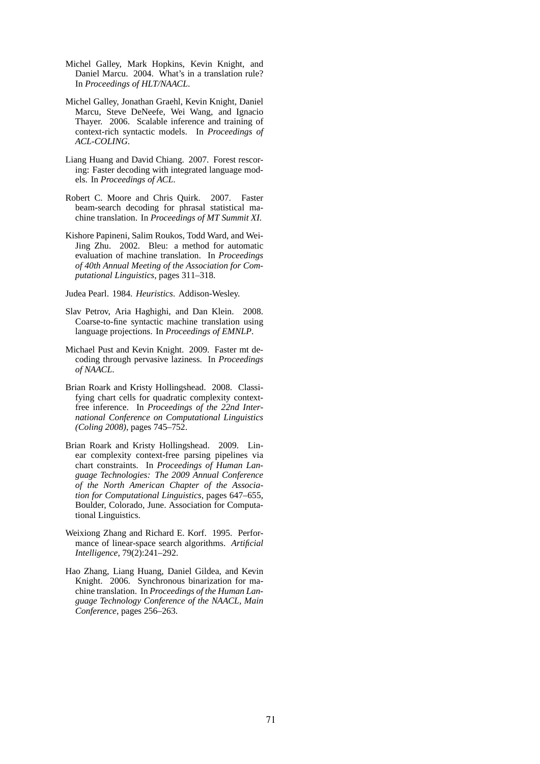Michel Galley, Mark Hopkins, Kevin Knight, and Daniel Marcu. 2004. What's in a translation rule? In *Proceedings of HLT/NAACL*.

Michel Galley, Jonathan Graehl, Kevin Knight, Daniel Marcu, Steve DeNeefe, Wei Wang, and Ignacio Thayer. 2006. Scalable inference and training of context-rich syntactic models. In *Proceedings of ACL-COLING*.

Liang Huang and David Chiang. 2007. Forest rescoring: Faster decoding with integrated language models. In *Proceedings of ACL*.

Robert C. Moore and Chris Quirk. 2007. Faster beam-search decoding for phrasal statistical machine translation. In *Proceedings of MT Summit XI*.

Kishore Papineni, Salim Roukos, Todd Ward, and Wei-Jing Zhu. 2002. Bleu: a method for automatic evaluation of machine translation. In *Proceedings of 40th Annual Meeting of the Association for Computational Linguistics*, pages 311–318.

Judea Pearl. 1984. *Heuristics*. Addison-Wesley.

Slav Petrov, Aria Haghighi, and Dan Klein. 2008. Coarse-to-fine syntactic machine translation using language projections. In *Proceedings of EMNLP*.

Michael Pust and Kevin Knight. 2009. Faster mt decoding through pervasive laziness. In *Proceedings of NAACL*.

Brian Roark and Kristy Hollingshead. 2008. Classifying chart cells for quadratic complexity context-free inference. In *Proceedings of the 22nd International Conference on Computational Linguistics (Coling 2008)*, pages 745–752.

Brian Roark and Kristy Hollingshead. 2009. Linear complexity context-free parsing pipelines via chart constraints. In *Proceedings of Human Language Technologies: The 2009 Annual Conference of the North American Chapter of the Association for Computational Linguistics*, pages 647–655, Boulder, Colorado, June. Association for Computational Linguistics.

Weixiong Zhang and Richard E. Korf. 1995. Performance of linear-space search algorithms. *Artificial Intelligence*, 79(2):241–292.

Hao Zhang, Liang Huang, Daniel Gildea, and Kevin Knight. 2006. Synchronous binarization for machine translation. In *Proceedings of the Human Language Technology Conference of the NAACL, Main Conference*, pages 256–263.